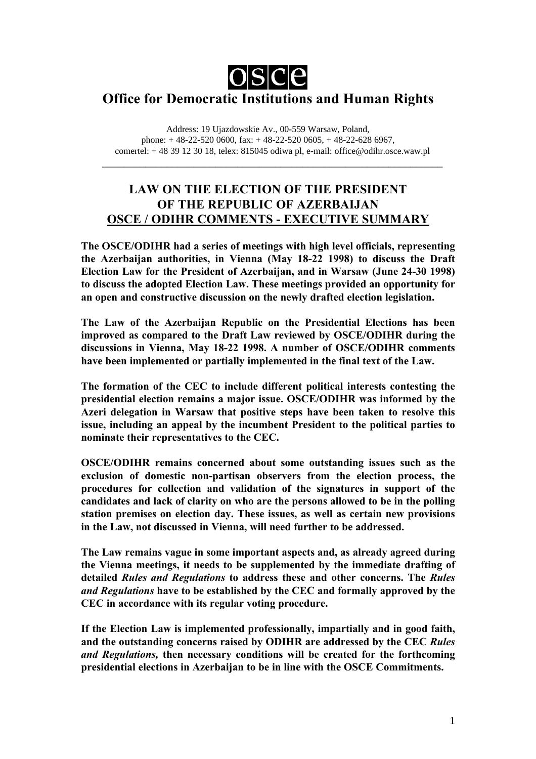# osce

## Office for Democratic Institutions and Human Rights

Address: 19 Ujazdowskie Av., 00-559 Warsaw, Poland,
phone: + 48-22-520 0600, fax: + 48-22-520 0605, + 48-22-628 6967,
comertel: + 48 39 12 30 18, telex: 815045 odiwa pl, e-mail: office@odihr.osce.waw.pl

---

## LAW ON THE ELECTION OF THE PRESIDENT OF THE REPUBLIC OF AZERBAIJAN
## OSCE / ODIHR COMMENTS - EXECUTIVE SUMMARY

**The OSCE/ODIHR had a series of meetings with high level officials, representing the Azerbaijan authorities, in Vienna (May 18-22 1998) to discuss the Draft Election Law for the President of Azerbaijan, and in Warsaw (June 24-30 1998) to discuss the adopted Election Law. These meetings provided an opportunity for an open and constructive discussion on the newly drafted election legislation.**

**The Law of the Azerbaijan Republic on the Presidential Elections has been improved as compared to the Draft Law reviewed by OSCE/ODIHR during the discussions in Vienna, May 18-22 1998. A number of OSCE/ODIHR comments have been implemented or partially implemented in the final text of the Law.**

**The formation of the CEC to include different political interests contesting the presidential election remains a major issue. OSCE/ODIHR was informed by the Azeri delegation in Warsaw that positive steps have been taken to resolve this issue, including an appeal by the incumbent President to the political parties to nominate their representatives to the CEC.**

**OSCE/ODIHR remains concerned about some outstanding issues such as the exclusion of domestic non-partisan observers from the election process, the procedures for collection and validation of the signatures in support of the candidates and lack of clarity on who are the persons allowed to be in the polling station premises on election day. These issues, as well as certain new provisions in the Law, not discussed in Vienna, will need further to be addressed.**

**The Law remains vague in some important aspects and, as already agreed during the Vienna meetings, it needs to be supplemented by the immediate drafting of detailed *Rules and Regulations* to address these and other concerns. The *Rules and Regulations* have to be established by the CEC and formally approved by the CEC in accordance with its regular voting procedure.**

**If the Election Law is implemented professionally, impartially and in good faith, and the outstanding concerns raised by ODIHR are addressed by the CEC *Rules and Regulations,* then necessary conditions will be created for the forthcoming presidential elections in Azerbaijan to be in line with the OSCE Commitments.**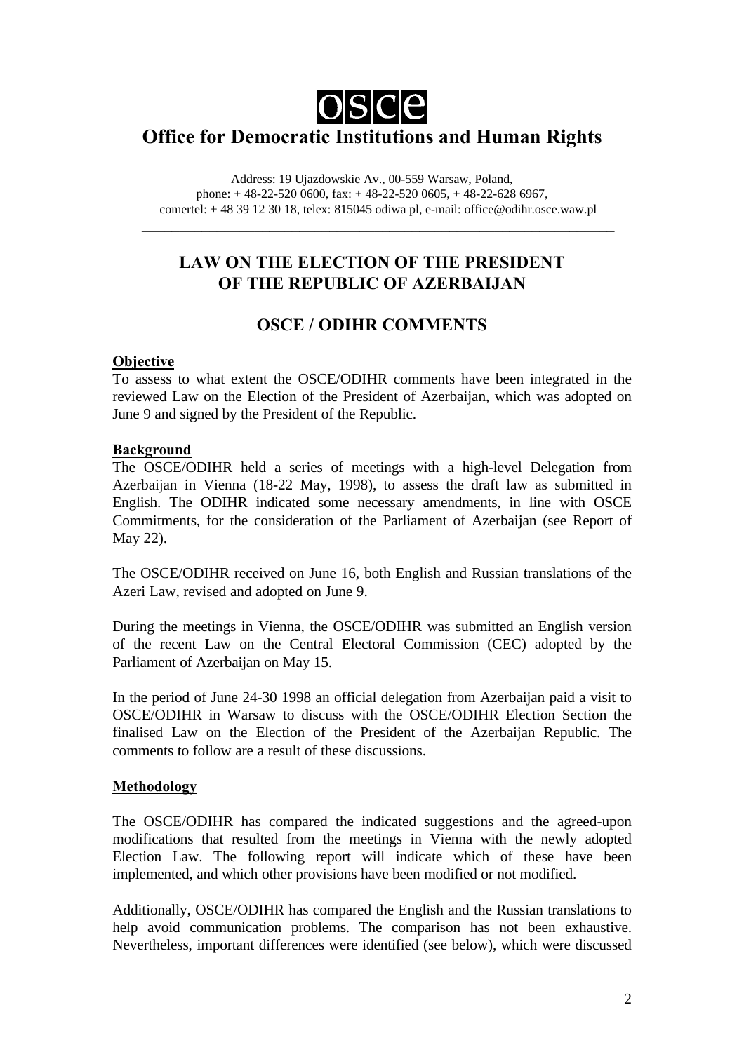# OSCE

## Office for Democratic Institutions and Human Rights

Address: 19 Ujazdowskie Av., 00-559 Warsaw, Poland,
phone: + 48-22-520 0600, fax: + 48-22-520 0605, + 48-22-628 6967,
comertel: + 48 39 12 30 18, telex: 815045 odiwa pl, e-mail: office@odihr.osce.waw.pl

---

## LAW ON THE ELECTION OF THE PRESIDENT OF THE REPUBLIC OF AZERBAIJAN

## OSCE / ODIHR COMMENTS

**Objective**

To assess to what extent the OSCE/ODIHR comments have been integrated in the reviewed Law on the Election of the President of Azerbaijan, which was adopted on June 9 and signed by the President of the Republic.

**Background**

The OSCE/ODIHR held a series of meetings with a high-level Delegation from Azerbaijan in Vienna (18-22 May, 1998), to assess the draft law as submitted in English. The ODIHR indicated some necessary amendments, in line with OSCE Commitments, for the consideration of the Parliament of Azerbaijan (see Report of May 22).

The OSCE/ODIHR received on June 16, both English and Russian translations of the Azeri Law, revised and adopted on June 9.

During the meetings in Vienna, the OSCE/ODIHR was submitted an English version of the recent Law on the Central Electoral Commission (CEC) adopted by the Parliament of Azerbaijan on May 15.

In the period of June 24-30 1998 an official delegation from Azerbaijan paid a visit to OSCE/ODIHR in Warsaw to discuss with the OSCE/ODIHR Election Section the finalised Law on the Election of the President of the Azerbaijan Republic. The comments to follow are a result of these discussions.

**Methodology**

The OSCE/ODIHR has compared the indicated suggestions and the agreed-upon modifications that resulted from the meetings in Vienna with the newly adopted Election Law. The following report will indicate which of these have been implemented, and which other provisions have been modified or not modified.

Additionally, OSCE/ODIHR has compared the English and the Russian translations to help avoid communication problems. The comparison has not been exhaustive. Nevertheless, important differences were identified (see below), which were discussed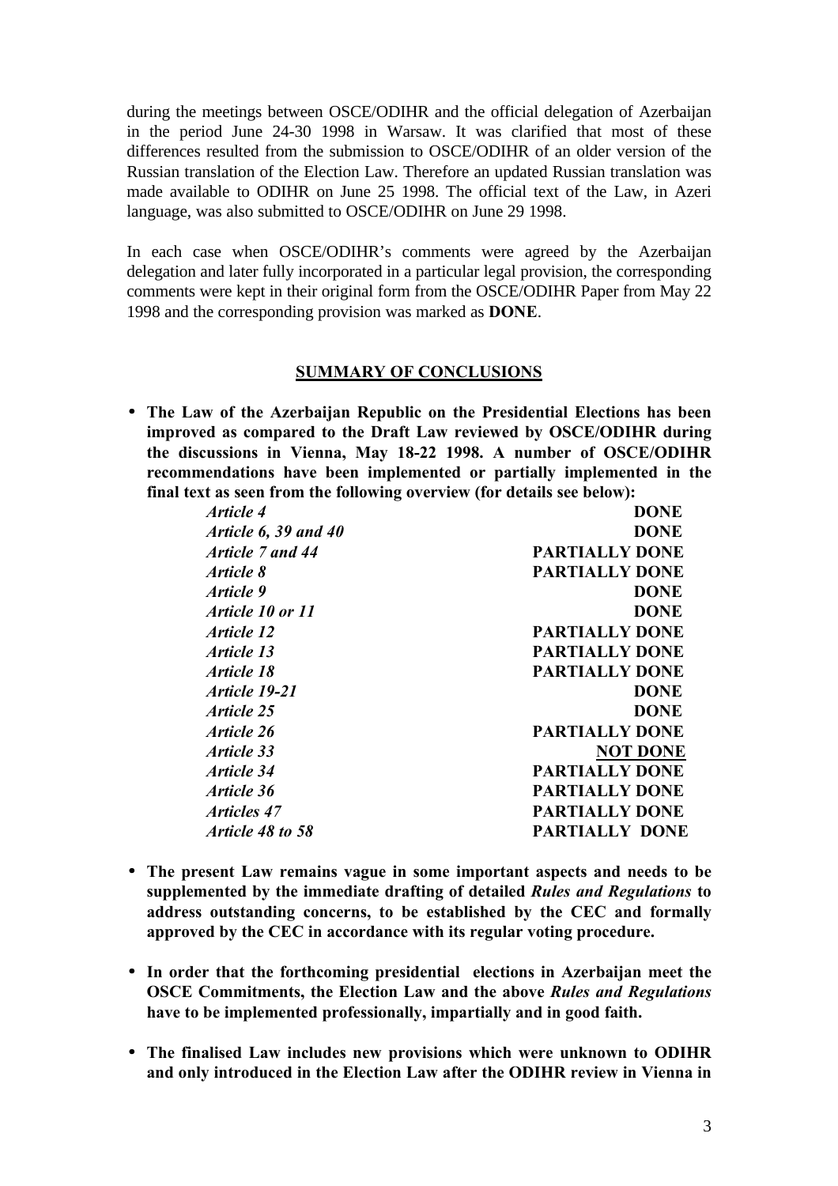during the meetings between OSCE/ODIHR and the official delegation of Azerbaijan in the period June 24-30 1998 in Warsaw. It was clarified that most of these differences resulted from the submission to OSCE/ODIHR of an older version of the Russian translation of the Election Law. Therefore an updated Russian translation was made available to ODIHR on June 25 1998. The official text of the Law, in Azeri language, was also submitted to OSCE/ODIHR on June 29 1998.

In each case when OSCE/ODIHR's comments were agreed by the Azerbaijan delegation and later fully incorporated in a particular legal provision, the corresponding comments were kept in their original form from the OSCE/ODIHR Paper from May 22 1998 and the corresponding provision was marked as **DONE**.

## SUMMARY OF CONCLUSIONS

- **The Law of the Azerbaijan Republic on the Presidential Elections has been improved as compared to the Draft Law reviewed by OSCE/ODIHR during the discussions in Vienna, May 18-22 1998. A number of OSCE/ODIHR recommendations have been implemented or partially implemented in the final text as seen from the following overview (for details see below):**

| | |
|---|---|
| ***Article 4*** | **DONE** |
| ***Article 6, 39 and 40*** | **DONE** |
| ***Article 7 and 44*** | **PARTIALLY DONE** |
| ***Article 8*** | **PARTIALLY DONE** |
| ***Article 9*** | **DONE** |
| ***Article 10 or 11*** | **DONE** |
| ***Article 12*** | **PARTIALLY DONE** |
| ***Article 13*** | **PARTIALLY DONE** |
| ***Article 18*** | **PARTIALLY DONE** |
| ***Article 19-21*** | **DONE** |
| ***Article 25*** | **DONE** |
| ***Article 26*** | **PARTIALLY DONE** |
| ***Article 33*** | **<u>NOT DONE</u>** |
| ***Article 34*** | **PARTIALLY DONE** |
| ***Article 36*** | **PARTIALLY DONE** |
| ***Articles 47*** | **PARTIALLY DONE** |
| ***Article 48 to 58*** | **PARTIALLY DONE** |

- **The present Law remains vague in some important aspects and needs to be supplemented by the immediate drafting of detailed *Rules and Regulations* to address outstanding concerns, to be established by the CEC and formally approved by the CEC in accordance with its regular voting procedure.**

- **In order that the forthcoming presidential elections in Azerbaijan meet the OSCE Commitments, the Election Law and the above *Rules and Regulations* have to be implemented professionally, impartially and in good faith.**

- **The finalised Law includes new provisions which were unknown to ODIHR and only introduced in the Election Law after the ODIHR review in Vienna in**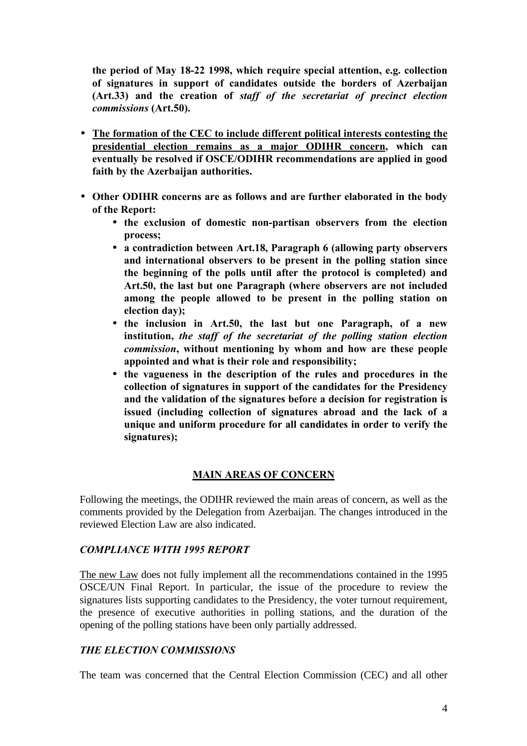**the period of May 18-22 1998, which require special attention, e.g. collection of signatures in support of candidates outside the borders of Azerbaijan (Art.33) and the creation of *staff of the secretariat of precinct election commissions* (Art.50).**

- **<u>The formation of the CEC to include different political interests contesting the presidential election remains as a major ODIHR concern</u>, which can eventually be resolved if OSCE/ODIHR recommendations are applied in good faith by the Azerbaijan authorities.**

- **Other ODIHR concerns are as follows and are further elaborated in the body of the Report:**
  - **the exclusion of domestic non-partisan observers from the election process;**
  - **a contradiction between Art.18, Paragraph 6 (allowing party observers and international observers to be present in the polling station since the beginning of the polls until after the protocol is completed) and Art.50, the last but one Paragraph (where observers are not included among the people allowed to be present in the polling station on election day);**
  - **the inclusion in Art.50, the last but one Paragraph, of a new institution, *the staff of the secretariat of the polling station election commission*, without mentioning by whom and how are these people appointed and what is their role and responsibility;**
  - **the vagueness in the description of the rules and procedures in the collection of signatures in support of the candidates for the Presidency and the validation of the signatures before a decision for registration is issued (including collection of signatures abroad and the lack of a unique and uniform procedure for all candidates in order to verify the signatures);**

## MAIN AREAS OF CONCERN

Following the meetings, the ODIHR reviewed the main areas of concern, as well as the comments provided by the Delegation from Azerbaijan. The changes introduced in the reviewed Election Law are also indicated.

### *COMPLIANCE WITH 1995 REPORT*

<u>The new Law</u> does not fully implement all the recommendations contained in the 1995 OSCE/UN Final Report. In particular, the issue of the procedure to review the signatures lists supporting candidates to the Presidency, the voter turnout requirement, the presence of executive authorities in polling stations, and the duration of the opening of the polling stations have been only partially addressed.

### *THE ELECTION COMMISSIONS*

The team was concerned that the Central Election Commission (CEC) and all other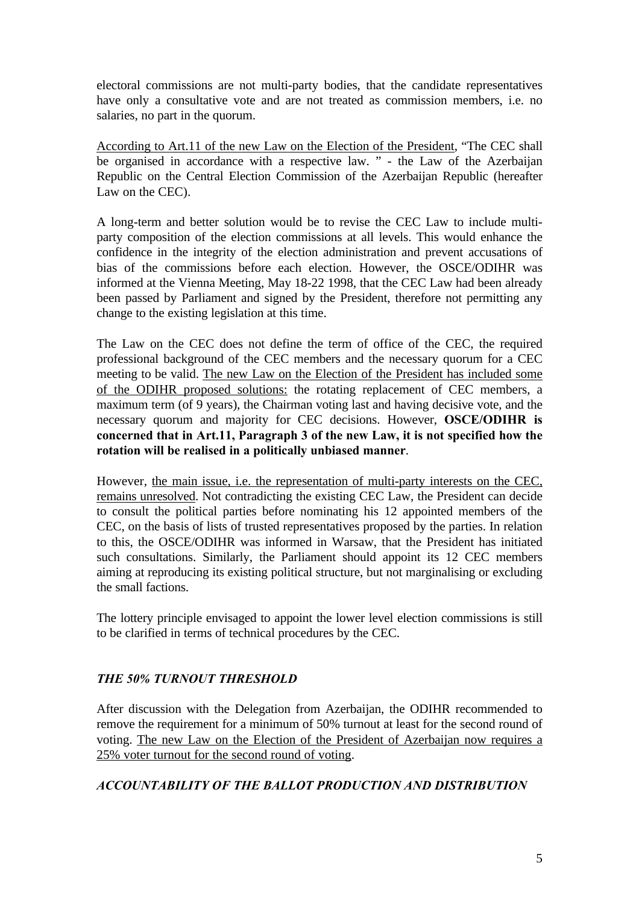electoral commissions are not multi-party bodies, that the candidate representatives have only a consultative vote and are not treated as commission members, i.e. no salaries, no part in the quorum.

<u>According to Art.11 of the new Law on the Election of the President</u>, "The CEC shall be organised in accordance with a respective law. " - the Law of the Azerbaijan Republic on the Central Election Commission of the Azerbaijan Republic (hereafter Law on the CEC).

A long-term and better solution would be to revise the CEC Law to include multi-party composition of the election commissions at all levels. This would enhance the confidence in the integrity of the election administration and prevent accusations of bias of the commissions before each election. However, the OSCE/ODIHR was informed at the Vienna Meeting, May 18-22 1998, that the CEC Law had been already been passed by Parliament and signed by the President, therefore not permitting any change to the existing legislation at this time.

The Law on the CEC does not define the term of office of the CEC, the required professional background of the CEC members and the necessary quorum for a CEC meeting to be valid. <u>The new Law on the Election of the President has included some of the ODIHR proposed solutions:</u> the rotating replacement of CEC members, a maximum term (of 9 years), the Chairman voting last and having decisive vote, and the necessary quorum and majority for CEC decisions. However, **OSCE/ODIHR is concerned that in Art.11, Paragraph 3 of the new Law, it is not specified how the rotation will be realised in a politically unbiased manner**.

However, <u>the main issue, i.e. the representation of multi-party interests on the CEC, remains unresolved</u>. Not contradicting the existing CEC Law, the President can decide to consult the political parties before nominating his 12 appointed members of the CEC, on the basis of lists of trusted representatives proposed by the parties. In relation to this, the OSCE/ODIHR was informed in Warsaw, that the President has initiated such consultations. Similarly, the Parliament should appoint its 12 CEC members aiming at reproducing its existing political structure, but not marginalising or excluding the small factions.

The lottery principle envisaged to appoint the lower level election commissions is still to be clarified in terms of technical procedures by the CEC.

### *THE 50% TURNOUT THRESHOLD*

After discussion with the Delegation from Azerbaijan, the ODIHR recommended to remove the requirement for a minimum of 50% turnout at least for the second round of voting. <u>The new Law on the Election of the President of Azerbaijan now requires a 25% voter turnout for the second round of voting</u>.

### *ACCOUNTABILITY OF THE BALLOT PRODUCTION AND DISTRIBUTION*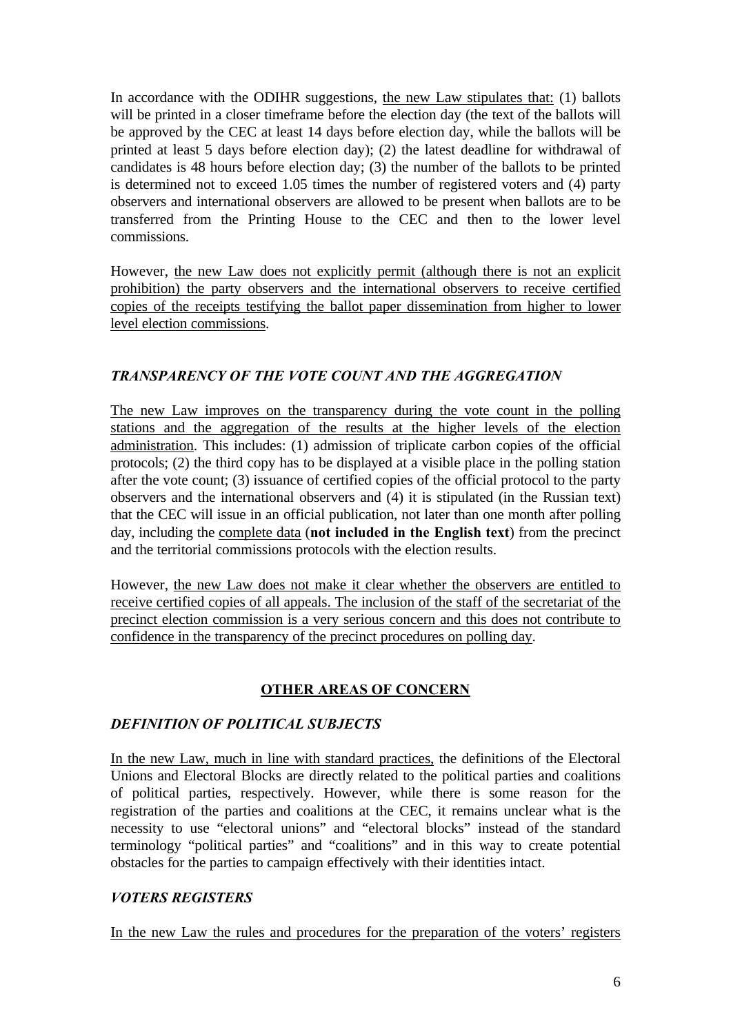In accordance with the ODIHR suggestions, <u>the new Law stipulates that:</u> (1) ballots will be printed in a closer timeframe before the election day (the text of the ballots will be approved by the CEC at least 14 days before election day, while the ballots will be printed at least 5 days before election day); (2) the latest deadline for withdrawal of candidates is 48 hours before election day; (3) the number of the ballots to be printed is determined not to exceed 1.05 times the number of registered voters and (4) party observers and international observers are allowed to be present when ballots are to be transferred from the Printing House to the CEC and then to the lower level commissions.

However, <u>the new Law does not explicitly permit (although there is not an explicit prohibition) the party observers and the international observers to receive certified copies of the receipts testifying the ballot paper dissemination from higher to lower level election commissions</u>.

### *TRANSPARENCY OF THE VOTE COUNT AND THE AGGREGATION*

<u>The new Law improves on the transparency during the vote count in the polling stations and the aggregation of the results at the higher levels of the election administration</u>. This includes: (1) admission of triplicate carbon copies of the official protocols; (2) the third copy has to be displayed at a visible place in the polling station after the vote count; (3) issuance of certified copies of the official protocol to the party observers and the international observers and (4) it is stipulated (in the Russian text) that the CEC will issue in an official publication, not later than one month after polling day, including the <u>complete data</u> (**not included in the English text**) from the precinct and the territorial commissions protocols with the election results.

However, <u>the new Law does not make it clear whether the observers are entitled to receive certified copies of all appeals. The inclusion of the staff of the secretariat of the precinct election commission is a very serious concern and this does not contribute to confidence in the transparency of the precinct procedures on polling day</u>.

## <u>OTHER AREAS OF CONCERN</u>

### *DEFINITION OF POLITICAL SUBJECTS*

<u>In the new Law, much in line with standard practices,</u> the definitions of the Electoral Unions and Electoral Blocks are directly related to the political parties and coalitions of political parties, respectively. However, while there is some reason for the registration of the parties and coalitions at the CEC, it remains unclear what is the necessity to use "electoral unions" and "electoral blocks" instead of the standard terminology "political parties" and "coalitions" and in this way to create potential obstacles for the parties to campaign effectively with their identities intact.

### *VOTERS REGISTERS*

<u>In the new Law the rules and procedures for the preparation of the voters' registers</u>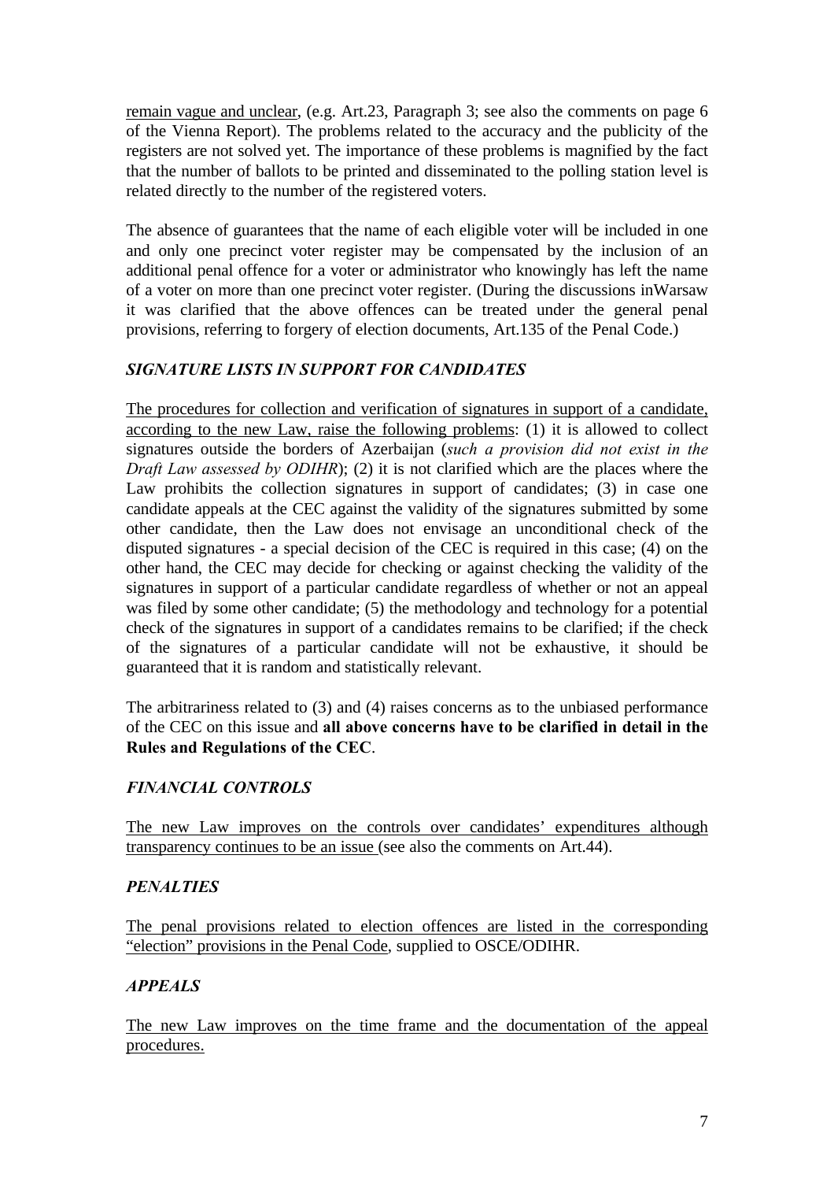remain vague and unclear, (e.g. Art.23, Paragraph 3; see also the comments on page 6 of the Vienna Report). The problems related to the accuracy and the publicity of the registers are not solved yet. The importance of these problems is magnified by the fact that the number of ballots to be printed and disseminated to the polling station level is related directly to the number of the registered voters.

The absence of guarantees that the name of each eligible voter will be included in one and only one precinct voter register may be compensated by the inclusion of an additional penal offence for a voter or administrator who knowingly has left the name of a voter on more than one precinct voter register. (During the discussions inWarsaw it was clarified that the above offences can be treated under the general penal provisions, referring to forgery of election documents, Art.135 of the Penal Code.)

### *SIGNATURE LISTS IN SUPPORT FOR CANDIDATES*

The procedures for collection and verification of signatures in support of a candidate, according to the new Law, raise the following problems: (1) it is allowed to collect signatures outside the borders of Azerbaijan (*such a provision did not exist in the Draft Law assessed by ODIHR*); (2) it is not clarified which are the places where the Law prohibits the collection signatures in support of candidates; (3) in case one candidate appeals at the CEC against the validity of the signatures submitted by some other candidate, then the Law does not envisage an unconditional check of the disputed signatures - a special decision of the CEC is required in this case; (4) on the other hand, the CEC may decide for checking or against checking the validity of the signatures in support of a particular candidate regardless of whether or not an appeal was filed by some other candidate; (5) the methodology and technology for a potential check of the signatures in support of a candidates remains to be clarified; if the check of the signatures of a particular candidate will not be exhaustive, it should be guaranteed that it is random and statistically relevant.

The arbitrariness related to (3) and (4) raises concerns as to the unbiased performance of the CEC on this issue and **all above concerns have to be clarified in detail in the Rules and Regulations of the CEC**.

### *FINANCIAL CONTROLS*

The new Law improves on the controls over candidates' expenditures although transparency continues to be an issue (see also the comments on Art.44).

### *PENALTIES*

The penal provisions related to election offences are listed in the corresponding "election" provisions in the Penal Code, supplied to OSCE/ODIHR.

### *APPEALS*

The new Law improves on the time frame and the documentation of the appeal procedures.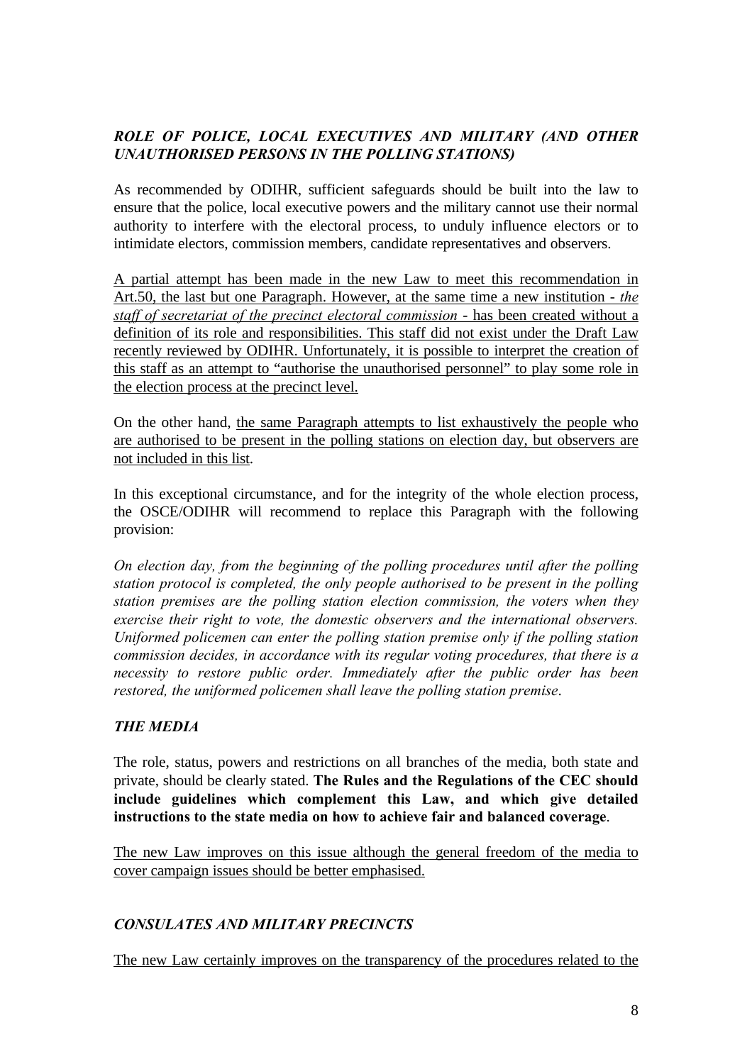### *ROLE OF POLICE, LOCAL EXECUTIVES AND MILITARY (AND OTHER UNAUTHORISED PERSONS IN THE POLLING STATIONS)*

As recommended by ODIHR, sufficient safeguards should be built into the law to ensure that the police, local executive powers and the military cannot use their normal authority to interfere with the electoral process, to unduly influence electors or to intimidate electors, commission members, candidate representatives and observers.

<u>A partial attempt has been made in the new Law to meet this recommendation in Art.50, the last but one Paragraph. However, at the same time a new institution - *the staff of secretariat of the precinct electoral commission* - has been created without a definition of its role and responsibilities. This staff did not exist under the Draft Law recently reviewed by ODIHR. Unfortunately, it is possible to interpret the creation of this staff as an attempt to "authorise the unauthorised personnel" to play some role in the election process at the precinct level.</u>

On the other hand, <u>the same Paragraph attempts to list exhaustively the people who are authorised to be present in the polling stations on election day, but observers are not included in this list</u>.

In this exceptional circumstance, and for the integrity of the whole election process, the OSCE/ODIHR will recommend to replace this Paragraph with the following provision:

*On election day, from the beginning of the polling procedures until after the polling station protocol is completed, the only people authorised to be present in the polling station premises are the polling station election commission, the voters when they exercise their right to vote, the domestic observers and the international observers. Uniformed policemen can enter the polling station premise only if the polling station commission decides, in accordance with its regular voting procedures, that there is a necessity to restore public order. Immediately after the public order has been restored, the uniformed policemen shall leave the polling station premise*.

### *THE MEDIA*

The role, status, powers and restrictions on all branches of the media, both state and private, should be clearly stated. **The Rules and the Regulations of the CEC should include guidelines which complement this Law, and which give detailed instructions to the state media on how to achieve fair and balanced coverage**.

<u>The new Law improves on this issue although the general freedom of the media to cover campaign issues should be better emphasised.</u>

### *CONSULATES AND MILITARY PRECINCTS*

<u>The new Law certainly improves on the transparency of the procedures related to the</u>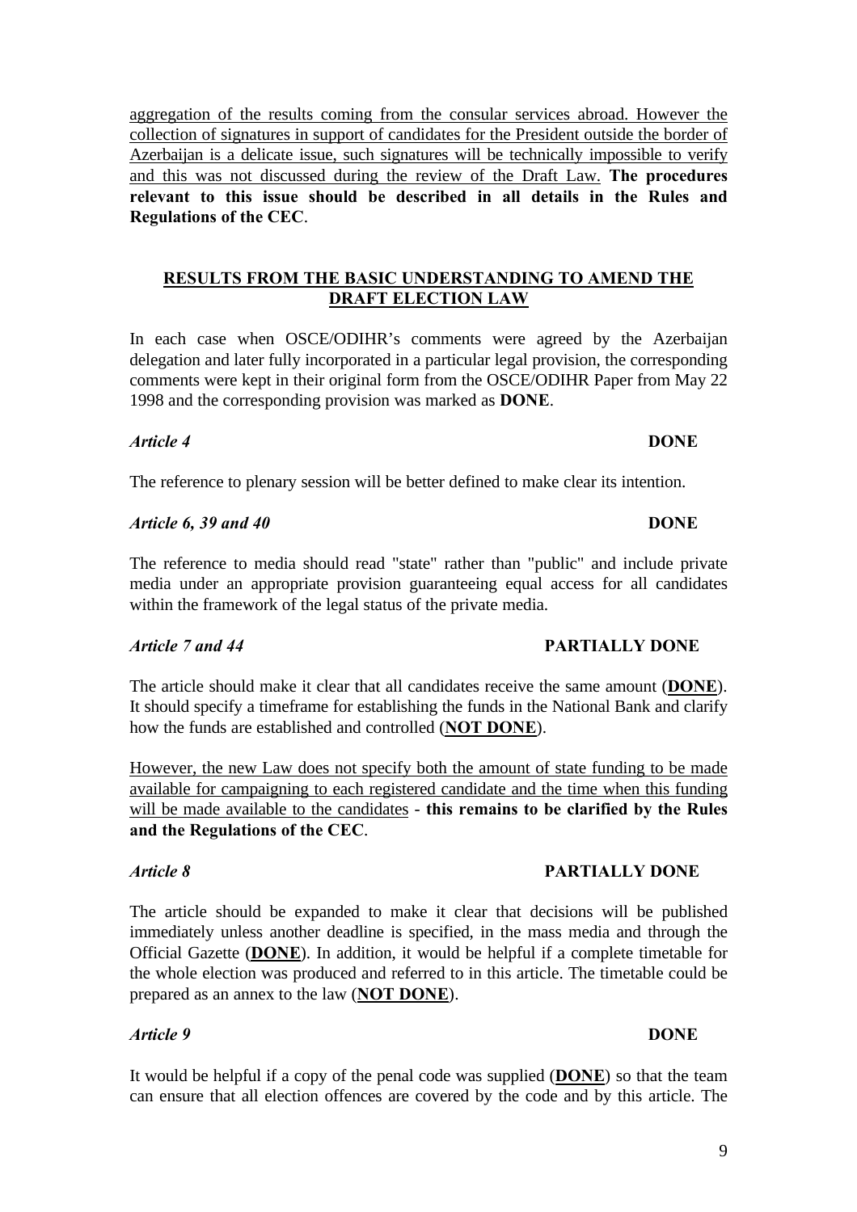<u>aggregation of the results coming from the consular services abroad. However the collection of signatures in support of candidates for the President outside the border of Azerbaijan is a delicate issue, such signatures will be technically impossible to verify and this was not discussed during the review of the Draft Law.</u> **The procedures relevant to this issue should be described in all details in the Rules and Regulations of the CEC**.

## RESULTS FROM THE BASIC UNDERSTANDING TO AMEND THE DRAFT ELECTION LAW

In each case when OSCE/ODIHR's comments were agreed by the Azerbaijan delegation and later fully incorporated in a particular legal provision, the corresponding comments were kept in their original form from the OSCE/ODIHR Paper from May 22 1998 and the corresponding provision was marked as **DONE**.

***Article 4*** **DONE**

The reference to plenary session will be better defined to make clear its intention.

***Article 6, 39 and 40*** **DONE**

The reference to media should read "state" rather than "public" and include private media under an appropriate provision guaranteeing equal access for all candidates within the framework of the legal status of the private media.

***Article 7 and 44*** **PARTIALLY DONE**

The article should make it clear that all candidates receive the same amount (**<u>DONE</u>**). It should specify a timeframe for establishing the funds in the National Bank and clarify how the funds are established and controlled (**<u>NOT DONE</u>**).

<u>However, the new Law does not specify both the amount of state funding to be made available for campaigning to each registered candidate and the time when this funding will be made available to the candidates</u> - **this remains to be clarified by the Rules and the Regulations of the CEC**.

***Article 8*** **PARTIALLY DONE**

The article should be expanded to make it clear that decisions will be published immediately unless another deadline is specified, in the mass media and through the Official Gazette (**<u>DONE</u>**). In addition, it would be helpful if a complete timetable for the whole election was produced and referred to in this article. The timetable could be prepared as an annex to the law (**<u>NOT DONE</u>**).

***Article 9*** **DONE**

It would be helpful if a copy of the penal code was supplied (**<u>DONE</u>**) so that the team can ensure that all election offences are covered by the code and by this article. The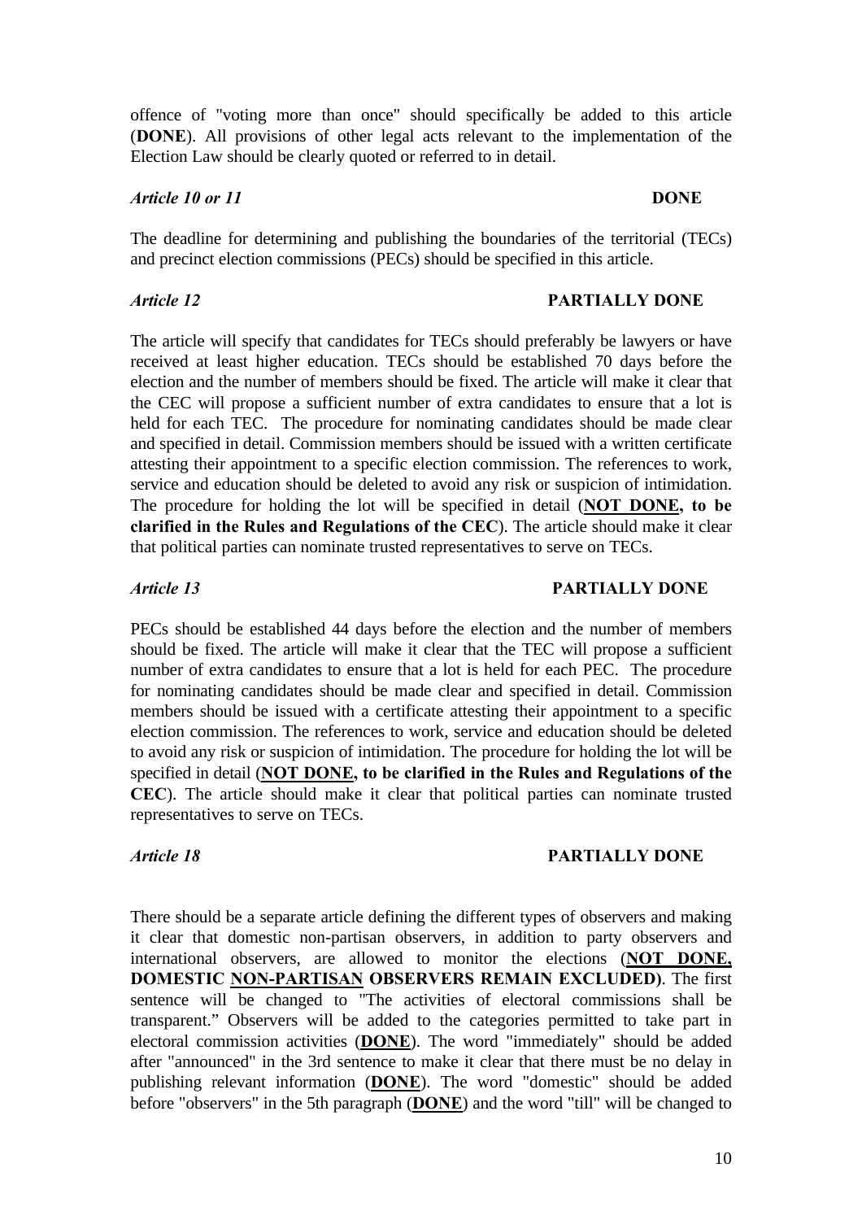offence of "voting more than once" should specifically be added to this article (**DONE**). All provisions of other legal acts relevant to the implementation of the Election Law should be clearly quoted or referred to in detail.

***Article 10 or 11*** **DONE**

The deadline for determining and publishing the boundaries of the territorial (TECs) and precinct election commissions (PECs) should be specified in this article.

***Article 12*** **PARTIALLY DONE**

The article will specify that candidates for TECs should preferably be lawyers or have received at least higher education. TECs should be established 70 days before the election and the number of members should be fixed. The article will make it clear that the CEC will propose a sufficient number of extra candidates to ensure that a lot is held for each TEC. The procedure for nominating candidates should be made clear and specified in detail. Commission members should be issued with a written certificate attesting their appointment to a specific election commission. The references to work, service and education should be deleted to avoid any risk or suspicion of intimidation. The procedure for holding the lot will be specified in detail (**<u>NOT DONE</u>, to be clarified in the Rules and Regulations of the CEC**). The article should make it clear that political parties can nominate trusted representatives to serve on TECs.

***Article 13*** **PARTIALLY DONE**

PECs should be established 44 days before the election and the number of members should be fixed. The article will make it clear that the TEC will propose a sufficient number of extra candidates to ensure that a lot is held for each PEC. The procedure for nominating candidates should be made clear and specified in detail. Commission members should be issued with a certificate attesting their appointment to a specific election commission. The references to work, service and education should be deleted to avoid any risk or suspicion of intimidation. The procedure for holding the lot will be specified in detail (**<u>NOT DONE</u>, to be clarified in the Rules and Regulations of the CEC**). The article should make it clear that political parties can nominate trusted representatives to serve on TECs.

***Article 18*** **PARTIALLY DONE**

There should be a separate article defining the different types of observers and making it clear that domestic non-partisan observers, in addition to party observers and international observers, are allowed to monitor the elections (**<u>NOT DONE,</u> DOMESTIC <u>NON-PARTISAN</u> OBSERVERS REMAIN EXCLUDED)**. The first sentence will be changed to "The activities of electoral commissions shall be transparent." Observers will be added to the categories permitted to take part in electoral commission activities (**<u>DONE</u>**). The word "immediately" should be added after "announced" in the 3rd sentence to make it clear that there must be no delay in publishing relevant information (**<u>DONE</u>**). The word "domestic" should be added before "observers" in the 5th paragraph (**<u>DONE</u>**) and the word "till" will be changed to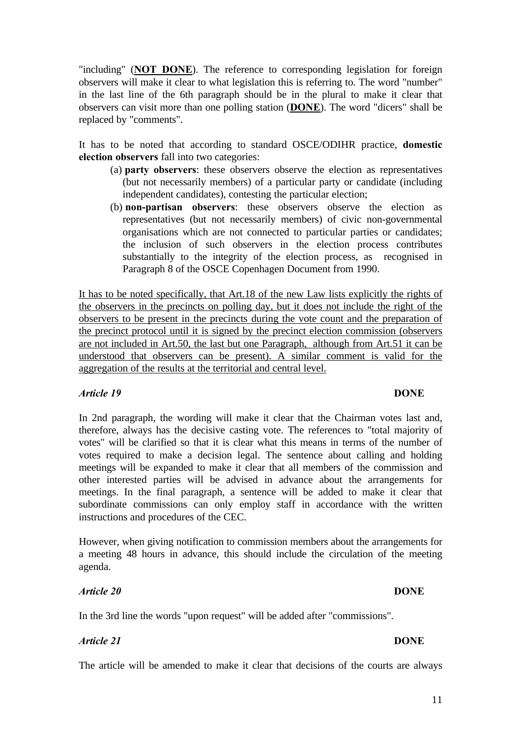"including" (**<u>NOT DONE</u>**). The reference to corresponding legislation for foreign observers will make it clear to what legislation this is referring to. The word "number" in the last line of the 6th paragraph should be in the plural to make it clear that observers can visit more than one polling station (**<u>DONE</u>**). The word "dicers" shall be replaced by "comments".

It has to be noted that according to standard OSCE/ODIHR practice, **domestic election observers** fall into two categories:

(a) **party observers**: these observers observe the election as representatives (but not necessarily members) of a particular party or candidate (including independent candidates), contesting the particular election;

(b) **non-partisan observers**: these observers observe the election as representatives (but not necessarily members) of civic non-governmental organisations which are not connected to particular parties or candidates; the inclusion of such observers in the election process contributes substantially to the integrity of the election process, as recognised in Paragraph 8 of the OSCE Copenhagen Document from 1990.

<u>It has to be noted specifically, that Art.18 of the new Law lists explicitly the rights of the observers in the precincts on polling day, but it does not include the right of the observers to be present in the precincts during the vote count and the preparation of the precinct protocol until it is signed by the precinct election commission (observers are not included in Art.50, the last but one Paragraph, although from Art.51 it can be understood that observers can be present). A similar comment is valid for the aggregation of the results at the territorial and central level.</u>

***Article 19*** **DONE**

In 2nd paragraph, the wording will make it clear that the Chairman votes last and, therefore, always has the decisive casting vote. The references to "total majority of votes" will be clarified so that it is clear what this means in terms of the number of votes required to make a decision legal. The sentence about calling and holding meetings will be expanded to make it clear that all members of the commission and other interested parties will be advised in advance about the arrangements for meetings. In the final paragraph, a sentence will be added to make it clear that subordinate commissions can only employ staff in accordance with the written instructions and procedures of the CEC.

However, when giving notification to commission members about the arrangements for a meeting 48 hours in advance, this should include the circulation of the meeting agenda.

***Article 20*** **DONE**

In the 3rd line the words "upon request" will be added after "commissions".

***Article 21*** **DONE**

The article will be amended to make it clear that decisions of the courts are always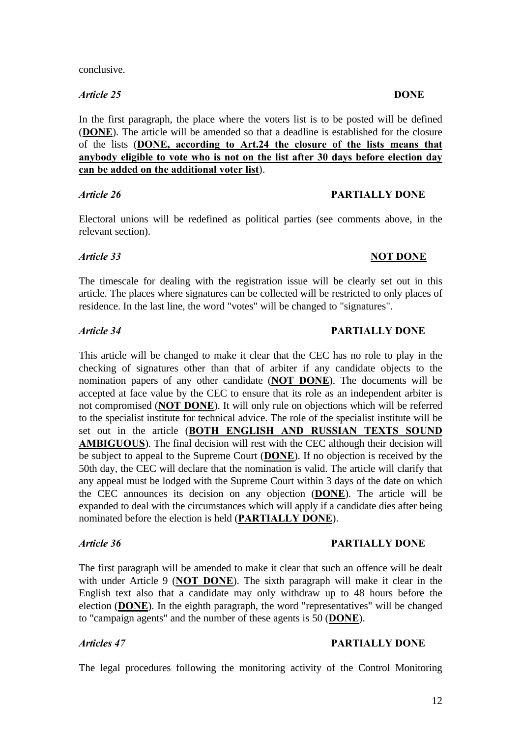conclusive.

*Article 25* **DONE**

In the first paragraph, the place where the voters list is to be posted will be defined (**DONE**). The article will be amended so that a deadline is established for the closure of the lists (**DONE, according to Art.24 the closure of the lists means that anybody eligible to vote who is not on the list after 30 days before election day can be added on the additional voter list**).

*Article 26* **PARTIALLY DONE**

Electoral unions will be redefined as political parties (see comments above, in the relevant section).

*Article 33* **NOT DONE**

The timescale for dealing with the registration issue will be clearly set out in this article. The places where signatures can be collected will be restricted to only places of residence. In the last line, the word "votes" will be changed to "signatures".

*Article 34* **PARTIALLY DONE**

This article will be changed to make it clear that the CEC has no role to play in the checking of signatures other than that of arbiter if any candidate objects to the nomination papers of any other candidate (**NOT DONE**). The documents will be accepted at face value by the CEC to ensure that its role as an independent arbiter is not compromised (**NOT DONE**). It will only rule on objections which will be referred to the specialist institute for technical advice. The role of the specialist institute will be set out in the article (**BOTH ENGLISH AND RUSSIAN TEXTS SOUND AMBIGUOUS**). The final decision will rest with the CEC although their decision will be subject to appeal to the Supreme Court (**DONE**). If no objection is received by the 50th day, the CEC will declare that the nomination is valid. The article will clarify that any appeal must be lodged with the Supreme Court within 3 days of the date on which the CEC announces its decision on any objection (**DONE**). The article will be expanded to deal with the circumstances which will apply if a candidate dies after being nominated before the election is held (**PARTIALLY DONE**).

*Article 36* **PARTIALLY DONE**

The first paragraph will be amended to make it clear that such an offence will be dealt with under Article 9 (**NOT DONE**). The sixth paragraph will make it clear in the English text also that a candidate may only withdraw up to 48 hours before the election (**DONE**). In the eighth paragraph, the word "representatives" will be changed to "campaign agents" and the number of these agents is 50 (**DONE**).

*Articles 47* **PARTIALLY DONE**

The legal procedures following the monitoring activity of the Control Monitoring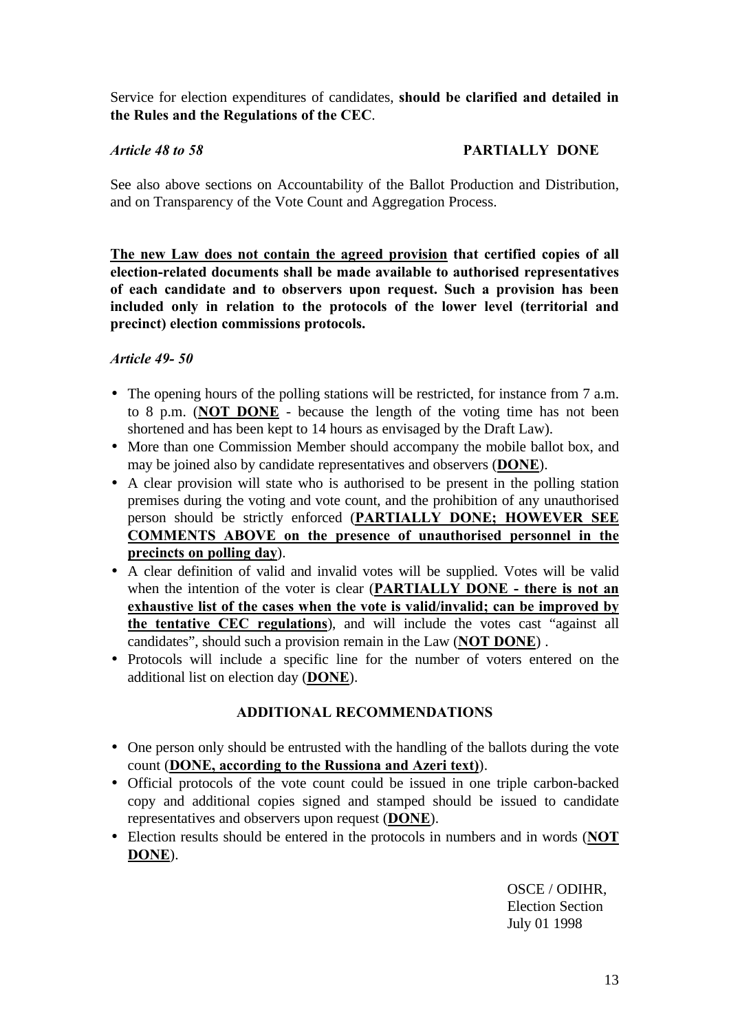Service for election expenditures of candidates, **should be clarified and detailed in the Rules and the Regulations of the CEC**.

***Article 48 to 58*** **PARTIALLY DONE**

See also above sections on Accountability of the Ballot Production and Distribution, and on Transparency of the Vote Count and Aggregation Process.

**<u>The new Law does not contain the agreed provision</u> that certified copies of all election-related documents shall be made available to authorised representatives of each candidate and to observers upon request. Such a provision has been included only in relation to the protocols of the lower level (territorial and precinct) election commissions protocols.**

***Article 49- 50***

- The opening hours of the polling stations will be restricted, for instance from 7 a.m. to 8 p.m. (**<u>NOT DONE</u>** - because the length of the voting time has not been shortened and has been kept to 14 hours as envisaged by the Draft Law).
- More than one Commission Member should accompany the mobile ballot box, and may be joined also by candidate representatives and observers (**<u>DONE</u>**).
- A clear provision will state who is authorised to be present in the polling station premises during the voting and vote count, and the prohibition of any unauthorised person should be strictly enforced (**<u>PARTIALLY DONE; HOWEVER SEE COMMENTS ABOVE on the presence of unauthorised personnel in the precincts on polling day</u>**).
- A clear definition of valid and invalid votes will be supplied. Votes will be valid when the intention of the voter is clear (**<u>PARTIALLY DONE - there is not an exhaustive list of the cases when the vote is valid/invalid; can be improved by the tentative CEC regulations</u>**), and will include the votes cast "against all candidates", should such a provision remain in the Law (**<u>NOT DONE</u>**) .
- Protocols will include a specific line for the number of voters entered on the additional list on election day (**<u>DONE</u>**).

**ADDITIONAL RECOMMENDATIONS**

- One person only should be entrusted with the handling of the ballots during the vote count (**<u>DONE, according to the Russiona and Azeri text)</u>**).
- Official protocols of the vote count could be issued in one triple carbon-backed copy and additional copies signed and stamped should be issued to candidate representatives and observers upon request (**<u>DONE</u>**).
- Election results should be entered in the protocols in numbers and in words (**<u>NOT DONE</u>**).

OSCE / ODIHR,
Election Section
July 01 1998